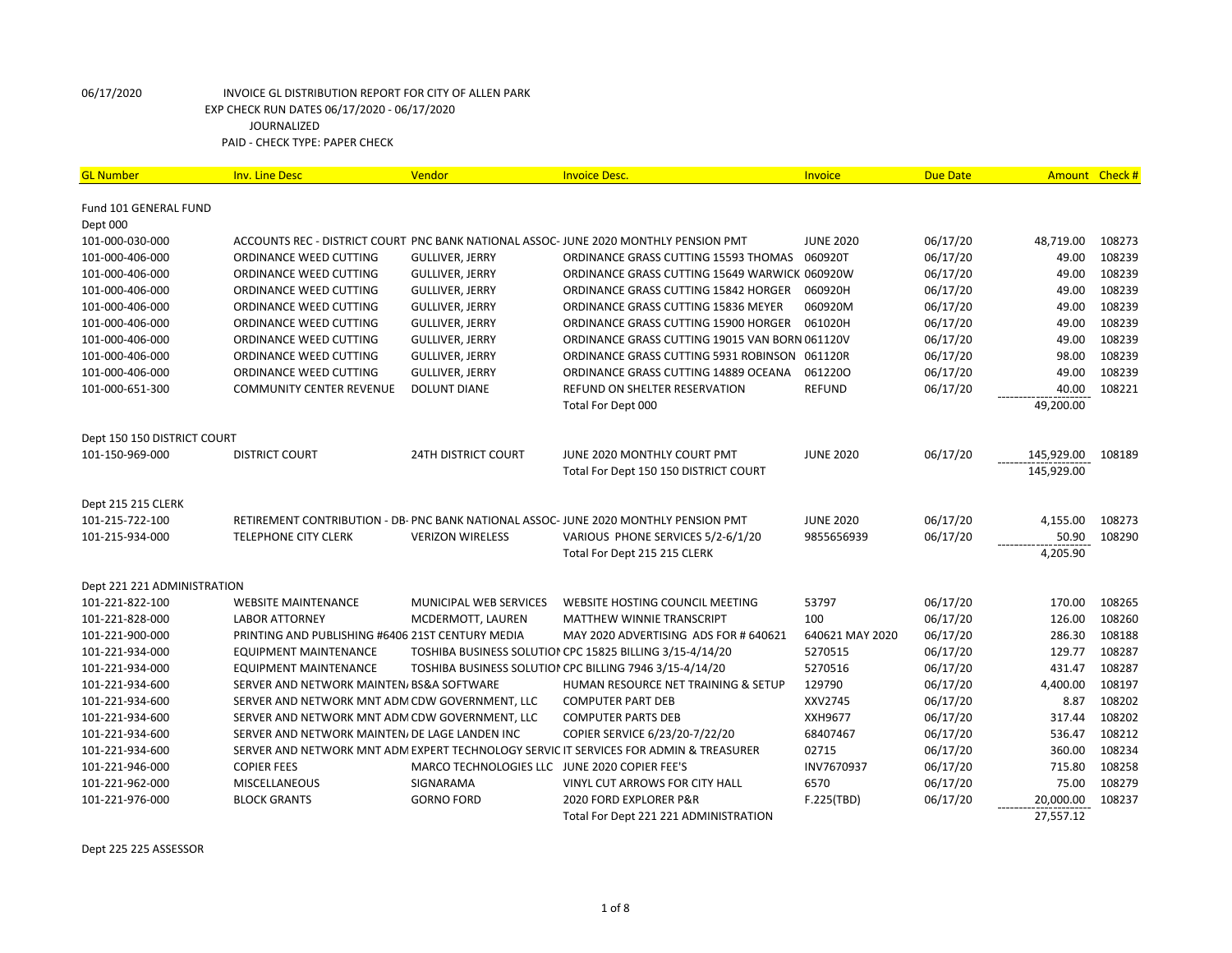06/17/2020 INVOICE GL DISTRIBUTION REPORT FOR CITY OF ALLEN PARK

EXP CHECK RUN DATES 06/17/2020 - 06/17/2020

JOURNALIZED

PAID - CHECK TYPE: PAPER CHECK

| GL Number | Inv. Line Desc | Vendor | Invoice Desc. | Invoice | Due Date | Amount | Check # |
|---|---|---|---|---|---|---|---|
| Fund 101 GENERAL FUND | | | | | | | |
| Dept 000 | | | | | | | |
| 101-000-030-000 | ACCOUNTS REC - DISTRICT COURT | PNC BANK NATIONAL ASSOC- | JUNE 2020 MONTHLY PENSION PMT | JUNE 2020 | 06/17/20 | 48,719.00 | 108273 |
| 101-000-406-000 | ORDINANCE WEED CUTTING | GULLIVER, JERRY | ORDINANCE GRASS CUTTING 15593 THOMAS | 060920T | 06/17/20 | 49.00 | 108239 |
| 101-000-406-000 | ORDINANCE WEED CUTTING | GULLIVER, JERRY | ORDINANCE GRASS CUTTING 15649 WARWICK | 060920W | 06/17/20 | 49.00 | 108239 |
| 101-000-406-000 | ORDINANCE WEED CUTTING | GULLIVER, JERRY | ORDINANCE GRASS CUTTING 15842 HORGER | 060920H | 06/17/20 | 49.00 | 108239 |
| 101-000-406-000 | ORDINANCE WEED CUTTING | GULLIVER, JERRY | ORDINANCE GRASS CUTTING 15836 MEYER | 060920M | 06/17/20 | 49.00 | 108239 |
| 101-000-406-000 | ORDINANCE WEED CUTTING | GULLIVER, JERRY | ORDINANCE GRASS CUTTING 15900 HORGER | 061020H | 06/17/20 | 49.00 | 108239 |
| 101-000-406-000 | ORDINANCE WEED CUTTING | GULLIVER, JERRY | ORDINANCE GRASS CUTTING 19015 VAN BORN | 061120V | 06/17/20 | 49.00 | 108239 |
| 101-000-406-000 | ORDINANCE WEED CUTTING | GULLIVER, JERRY | ORDINANCE GRASS CUTTING 5931 ROBINSON | 061120R | 06/17/20 | 98.00 | 108239 |
| 101-000-406-000 | ORDINANCE WEED CUTTING | GULLIVER, JERRY | ORDINANCE GRASS CUTTING 14889 OCEANA | 061220O | 06/17/20 | 49.00 | 108239 |
| 101-000-651-300 | COMMUNITY CENTER REVENUE | DOLUNT DIANE | REFUND ON SHELTER RESERVATION | REFUND | 06/17/20 | 40.00 | 108221 |
| | | | Total For Dept 000 | | | 49,200.00 | |
| Dept 150 150 DISTRICT COURT | | | | | | | |
| 101-150-969-000 | DISTRICT COURT | 24TH DISTRICT COURT | JUNE 2020 MONTHLY COURT PMT | JUNE 2020 | 06/17/20 | 145,929.00 | 108189 |
| | | | Total For Dept 150 150 DISTRICT COURT | | | 145,929.00 | |
| Dept 215 215 CLERK | | | | | | | |
| 101-215-722-100 | RETIREMENT CONTRIBUTION - DB- | PNC BANK NATIONAL ASSOC- | JUNE 2020 MONTHLY PENSION PMT | JUNE 2020 | 06/17/20 | 4,155.00 | 108273 |
| 101-215-934-000 | TELEPHONE CITY CLERK | VERIZON WIRELESS | VARIOUS PHONE SERVICES 5/2-6/1/20 | 9855656939 | 06/17/20 | 50.90 | 108290 |
| | | | Total For Dept 215 215 CLERK | | | 4,205.90 | |
| Dept 221 221 ADMINISTRATION | | | | | | | |
| 101-221-822-100 | WEBSITE MAINTENANCE | MUNICIPAL WEB SERVICES | WEBSITE HOSTING COUNCIL MEETING | 53797 | 06/17/20 | 170.00 | 108265 |
| 101-221-828-000 | LABOR ATTORNEY | MCDERMOTT, LAUREN | MATTHEW WINNIE TRANSCRIPT | 100 | 06/17/20 | 126.00 | 108260 |
| 101-221-900-000 | PRINTING AND PUBLISHING #6406 | 21ST CENTURY MEDIA | MAY 2020 ADVERTISING ADS FOR # 640621 | 640621 MAY 2020 | 06/17/20 | 286.30 | 108188 |
| 101-221-934-000 | EQUIPMENT MAINTENANCE | TOSHIBA BUSINESS SOLUTION | CPC 15825 BILLING 3/15-4/14/20 | 5270515 | 06/17/20 | 129.77 | 108287 |
| 101-221-934-000 | EQUIPMENT MAINTENANCE | TOSHIBA BUSINESS SOLUTION | CPC BILLING 7946 3/15-4/14/20 | 5270516 | 06/17/20 | 431.47 | 108287 |
| 101-221-934-600 | SERVER AND NETWORK MAINTEN/ | BS&A SOFTWARE | HUMAN RESOURCE NET TRAINING & SETUP | 129790 | 06/17/20 | 4,400.00 | 108197 |
| 101-221-934-600 | SERVER AND NETWORK MNT ADM | CDW GOVERNMENT, LLC | COMPUTER PART DEB | XXV2745 | 06/17/20 | 8.87 | 108202 |
| 101-221-934-600 | SERVER AND NETWORK MNT ADM | CDW GOVERNMENT, LLC | COMPUTER PARTS DEB | XXH9677 | 06/17/20 | 317.44 | 108202 |
| 101-221-934-600 | SERVER AND NETWORK MAINTEN/ | DE LAGE LANDEN INC | COPIER SERVICE 6/23/20-7/22/20 | 68407467 | 06/17/20 | 536.47 | 108212 |
| 101-221-934-600 | SERVER AND NETWORK MNT ADM | EXPERT TECHNOLOGY SERVIC | IT SERVICES FOR ADMIN & TREASURER | 02715 | 06/17/20 | 360.00 | 108234 |
| 101-221-946-000 | COPIER FEES | MARCO TECHNOLOGIES LLC | JUNE 2020 COPIER FEE'S | INV7670937 | 06/17/20 | 715.80 | 108258 |
| 101-221-962-000 | MISCELLANEOUS | SIGNARAMA | VINYL CUT ARROWS FOR CITY HALL | 6570 | 06/17/20 | 75.00 | 108279 |
| 101-221-976-000 | BLOCK GRANTS | GORNO FORD | 2020 FORD EXPLORER P&R | F.225(TBD) | 06/17/20 | 20,000.00 | 108237 |
| | | | Total For Dept 221 221 ADMINISTRATION | | | 27,557.12 | |

Dept 225 225 ASSESSOR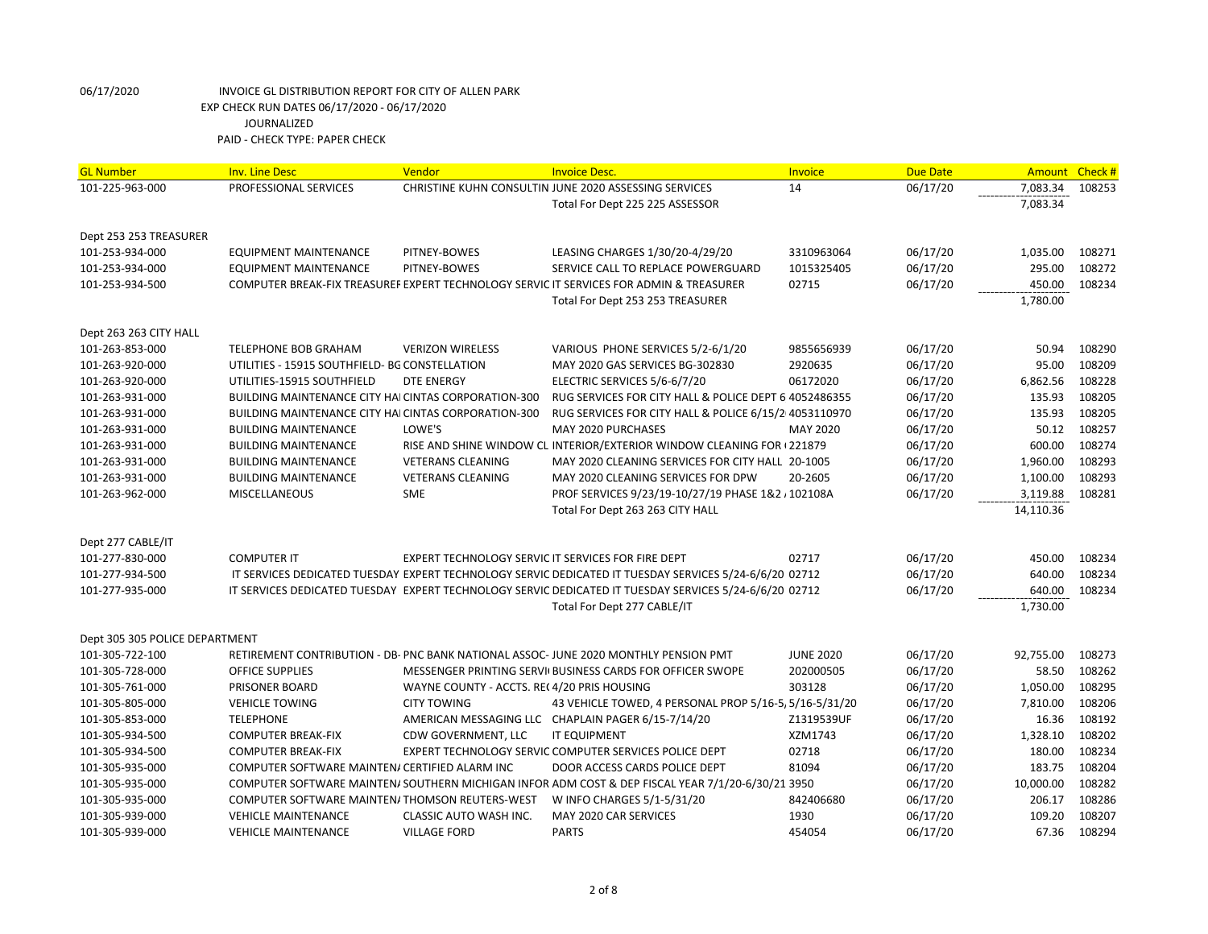06/17/2020 INVOICE GL DISTRIBUTION REPORT FOR CITY OF ALLEN PARK
EXP CHECK RUN DATES 06/17/2020 - 06/17/2020
JOURNALIZED
PAID - CHECK TYPE: PAPER CHECK

| GL Number | Inv. Line Desc | Vendor | Invoice Desc. | Invoice | Due Date | Amount | Check # |
|---|---|---|---|---|---|---|---|
| 101-225-963-000 | PROFESSIONAL SERVICES | CHRISTINE KUHN CONSULTIN | JUNE 2020 ASSESSING SERVICES | 14 | 06/17/20 | 7,083.34 | 108253 |
| | | | Total For Dept 225 225 ASSESSOR | | | 7,083.34 | |
| Dept 253 253 TREASURER | | | | | | | |
| 101-253-934-000 | EQUIPMENT MAINTENANCE | PITNEY-BOWES | LEASING CHARGES 1/30/20-4/29/20 | 3310963064 | 06/17/20 | 1,035.00 | 108271 |
| 101-253-934-000 | EQUIPMENT MAINTENANCE | PITNEY-BOWES | SERVICE CALL TO REPLACE POWERGUARD | 1015325405 | 06/17/20 | 295.00 | 108272 |
| 101-253-934-500 | COMPUTER BREAK-FIX TREASUREF | EXPERT TECHNOLOGY SERVIC | IT SERVICES FOR ADMIN & TREASURER | 02715 | 06/17/20 | 450.00 | 108234 |
| | | | Total For Dept 253 253 TREASURER | | | 1,780.00 | |
| Dept 263 263 CITY HALL | | | | | | | |
| 101-263-853-000 | TELEPHONE BOB GRAHAM | VERIZON WIRELESS | VARIOUS PHONE SERVICES 5/2-6/1/20 | 9855656939 | 06/17/20 | 50.94 | 108290 |
| 101-263-920-000 | UTILITIES - 15915 SOUTHFIELD- BG | CONSTELLATION | MAY 2020 GAS SERVICES BG-302830 | 2920635 | 06/17/20 | 95.00 | 108209 |
| 101-263-920-000 | UTILITIES-15915 SOUTHFIELD | DTE ENERGY | ELECTRIC SERVICES 5/6-6/7/20 | 06172020 | 06/17/20 | 6,862.56 | 108228 |
| 101-263-931-000 | BUILDING MAINTENANCE CITY HAI | CINTAS CORPORATION-300 | RUG SERVICES FOR CITY HALL & POLICE DEPT 6 | 4052486355 | 06/17/20 | 135.93 | 108205 |
| 101-263-931-000 | BUILDING MAINTENANCE CITY HAI | CINTAS CORPORATION-300 | RUG SERVICES FOR CITY HALL & POLICE 6/15/2 | 4053110970 | 06/17/20 | 135.93 | 108205 |
| 101-263-931-000 | BUILDING MAINTENANCE | LOWE'S | MAY 2020 PURCHASES | MAY 2020 | 06/17/20 | 50.12 | 108257 |
| 101-263-931-000 | BUILDING MAINTENANCE | RISE AND SHINE WINDOW CL | INTERIOR/EXTERIOR WINDOW CLEANING FOR ( | 221879 | 06/17/20 | 600.00 | 108274 |
| 101-263-931-000 | BUILDING MAINTENANCE | VETERANS CLEANING | MAY 2020 CLEANING SERVICES FOR CITY HALL | 20-1005 | 06/17/20 | 1,960.00 | 108293 |
| 101-263-931-000 | BUILDING MAINTENANCE | VETERANS CLEANING | MAY 2020 CLEANING SERVICES FOR DPW | 20-2605 | 06/17/20 | 1,100.00 | 108293 |
| 101-263-962-000 | MISCELLANEOUS | SME | PROF SERVICES 9/23/19-10/27/19 PHASE 1&2 / | 102108A | 06/17/20 | 3,119.88 | 108281 |
| | | | Total For Dept 263 263 CITY HALL | | | 14,110.36 | |
| Dept 277 CABLE/IT | | | | | | | |
| 101-277-830-000 | COMPUTER IT | EXPERT TECHNOLOGY SERVIC | IT SERVICES FOR FIRE DEPT | 02717 | 06/17/20 | 450.00 | 108234 |
| 101-277-934-500 | IT SERVICES DEDICATED TUESDAY | EXPERT TECHNOLOGY SERVIC | DEDICATED IT TUESDAY SERVICES 5/24-6/6/20 | 02712 | 06/17/20 | 640.00 | 108234 |
| 101-277-935-000 | IT SERVICES DEDICATED TUESDAY | EXPERT TECHNOLOGY SERVIC | DEDICATED IT TUESDAY SERVICES 5/24-6/6/20 | 02712 | 06/17/20 | 640.00 | 108234 |
| | | | Total For Dept 277 CABLE/IT | | | 1,730.00 | |
| Dept 305 305 POLICE DEPARTMENT | | | | | | | |
| 101-305-722-100 | RETIREMENT CONTRIBUTION - DB- | PNC BANK NATIONAL ASSOC- | JUNE 2020 MONTHLY PENSION PMT | JUNE 2020 | 06/17/20 | 92,755.00 | 108273 |
| 101-305-728-000 | OFFICE SUPPLIES | MESSENGER PRINTING SERVI | BUSINESS CARDS FOR OFFICER SWOPE | 202000505 | 06/17/20 | 58.50 | 108262 |
| 101-305-761-000 | PRISONER BOARD | WAYNE COUNTY - ACCTS. RE( | 4/20 PRIS HOUSING | 303128 | 06/17/20 | 1,050.00 | 108295 |
| 101-305-805-000 | VEHICLE TOWING | CITY TOWING | 43 VEHICLE TOWED, 4 PERSONAL PROP 5/16-5, | 5/16-5/31/20 | 06/17/20 | 7,810.00 | 108206 |
| 101-305-853-000 | TELEPHONE | AMERICAN MESSAGING LLC | CHAPLAIN PAGER 6/15-7/14/20 | Z1319539UF | 06/17/20 | 16.36 | 108192 |
| 101-305-934-500 | COMPUTER BREAK-FIX | CDW GOVERNMENT, LLC | IT EQUIPMENT | XZM1743 | 06/17/20 | 1,328.10 | 108202 |
| 101-305-934-500 | COMPUTER BREAK-FIX | EXPERT TECHNOLOGY SERVIC | COMPUTER SERVICES POLICE DEPT | 02718 | 06/17/20 | 180.00 | 108234 |
| 101-305-935-000 | COMPUTER SOFTWARE MAINTEN/ | CERTIFIED ALARM INC | DOOR ACCESS CARDS POLICE DEPT | 81094 | 06/17/20 | 183.75 | 108204 |
| 101-305-935-000 | COMPUTER SOFTWARE MAINTEN/ | SOUTHERN MICHIGAN INFOR | ADM COST & DEP FISCAL YEAR 7/1/20-6/30/21 | 3950 | 06/17/20 | 10,000.00 | 108282 |
| 101-305-935-000 | COMPUTER SOFTWARE MAINTEN/ | THOMSON REUTERS-WEST | W INFO CHARGES 5/1-5/31/20 | 842406680 | 06/17/20 | 206.17 | 108286 |
| 101-305-939-000 | VEHICLE MAINTENANCE | CLASSIC AUTO WASH INC. | MAY 2020 CAR SERVICES | 1930 | 06/17/20 | 109.20 | 108207 |
| 101-305-939-000 | VEHICLE MAINTENANCE | VILLAGE FORD | PARTS | 454054 | 06/17/20 | 67.36 | 108294 |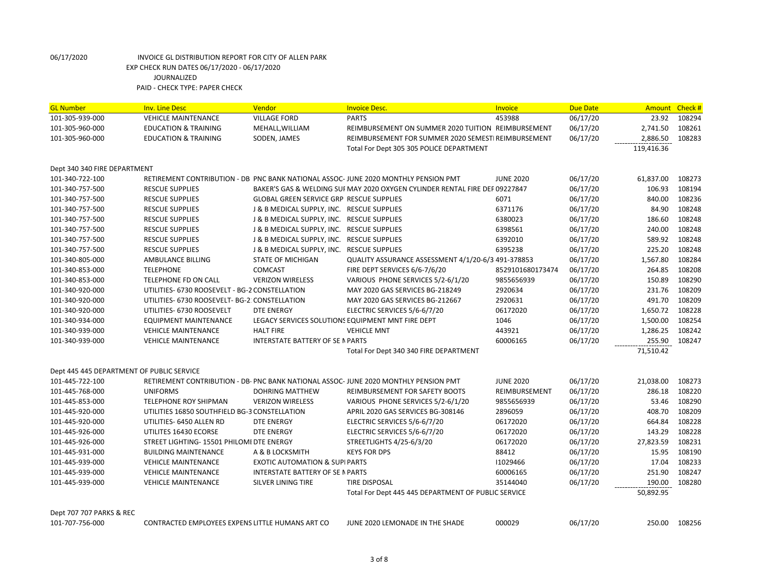06/17/2020 INVOICE GL DISTRIBUTION REPORT FOR CITY OF ALLEN PARK

EXP CHECK RUN DATES 06/17/2020 - 06/17/2020

JOURNALIZED

PAID - CHECK TYPE: PAPER CHECK

| GL Number | Inv. Line Desc | Vendor | Invoice Desc. | Invoice | Due Date | Amount | Check # |
|---|---|---|---|---|---|---|---|
| 101-305-939-000 | VEHICLE MAINTENANCE | VILLAGE FORD | PARTS | 453988 | 06/17/20 | 23.92 | 108294 |
| 101-305-960-000 | EDUCATION & TRAINING | MEHALL,WILLIAM | REIMBURSEMENT ON SUMMER 2020 TUITION | REIMBURSEMENT | 06/17/20 | 2,741.50 | 108261 |
| 101-305-960-000 | EDUCATION & TRAINING | SODEN, JAMES | REIMBURSEMENT FOR SUMMER 2020 SEMESTI | REIMBURSEMENT | 06/17/20 | 2,886.50 | 108283 |
| | | | Total For Dept 305 305 POLICE DEPARTMENT | | | 119,416.36 | |
| Dept 340 340 FIRE DEPARTMENT | | | | | | | |
| 101-340-722-100 | RETIREMENT CONTRIBUTION - DB | PNC BANK NATIONAL ASSOC- | JUNE 2020 MONTHLY PENSION PMT | JUNE 2020 | 06/17/20 | 61,837.00 | 108273 |
| 101-340-757-500 | RESCUE SUPPLIES | BAKER'S GAS & WELDING SUI | MAY 2020 OXYGEN CYLINDER RENTAL FIRE DEF | 09227847 | 06/17/20 | 106.93 | 108194 |
| 101-340-757-500 | RESCUE SUPPLIES | GLOBAL GREEN SERVICE GRP | RESCUE SUPPLIES | 6071 | 06/17/20 | 840.00 | 108236 |
| 101-340-757-500 | RESCUE SUPPLIES | J & B MEDICAL SUPPLY, INC. | RESCUE SUPPLIES | 6371176 | 06/17/20 | 84.90 | 108248 |
| 101-340-757-500 | RESCUE SUPPLIES | J & B MEDICAL SUPPLY, INC. | RESCUE SUPPLIES | 6380023 | 06/17/20 | 186.60 | 108248 |
| 101-340-757-500 | RESCUE SUPPLIES | J & B MEDICAL SUPPLY, INC. | RESCUE SUPPLIES | 6398561 | 06/17/20 | 240.00 | 108248 |
| 101-340-757-500 | RESCUE SUPPLIES | J & B MEDICAL SUPPLY, INC. | RESCUE SUPPLIES | 6392010 | 06/17/20 | 589.92 | 108248 |
| 101-340-757-500 | RESCUE SUPPLIES | J & B MEDICAL SUPPLY, INC. | RESCUE SUPPLIES | 6395238 | 06/17/20 | 225.20 | 108248 |
| 101-340-805-000 | AMBULANCE BILLING | STATE OF MICHIGAN | QUALITY ASSURANCE ASSESSMENT 4/1/20-6/3 | 491-378853 | 06/17/20 | 1,567.80 | 108284 |
| 101-340-853-000 | TELEPHONE | COMCAST | FIRE DEPT SERVICES 6/6-7/6/20 | 8529101680173474 | 06/17/20 | 264.85 | 108208 |
| 101-340-853-000 | TELEPHONE FD ON CALL | VERIZON WIRELESS | VARIOUS PHONE SERVICES 5/2-6/1/20 | 9855656939 | 06/17/20 | 150.89 | 108290 |
| 101-340-920-000 | UTILITIES- 6730 ROOSEVELT - BG-2 | CONSTELLATION | MAY 2020 GAS SERVICES BG-218249 | 2920634 | 06/17/20 | 231.76 | 108209 |
| 101-340-920-000 | UTILITIES- 6730 ROOSEVELT- BG-2 | CONSTELLATION | MAY 2020 GAS SERVICES BG-212667 | 2920631 | 06/17/20 | 491.70 | 108209 |
| 101-340-920-000 | UTILITIES- 6730 ROOSEVELT | DTE ENERGY | ELECTRIC SERVICES 5/6-6/7/20 | 06172020 | 06/17/20 | 1,650.72 | 108228 |
| 101-340-934-000 | EQUIPMENT MAINTENANCE | LEGACY SERVICES SOLUTIONS | EQUIPMENT MNT FIRE DEPT | 1046 | 06/17/20 | 1,500.00 | 108254 |
| 101-340-939-000 | VEHICLE MAINTENANCE | HALT FIRE | VEHICLE MNT | 443921 | 06/17/20 | 1,286.25 | 108242 |
| 101-340-939-000 | VEHICLE MAINTENANCE | INTERSTATE BATTERY OF SE N | PARTS | 60006165 | 06/17/20 | 255.90 | 108247 |
| | | | Total For Dept 340 340 FIRE DEPARTMENT | | | 71,510.42 | |
| Dept 445 445 DEPARTMENT OF PUBLIC SERVICE | | | | | | | |
| 101-445-722-100 | RETIREMENT CONTRIBUTION - DB- | PNC BANK NATIONAL ASSOC- | JUNE 2020 MONTHLY PENSION PMT | JUNE 2020 | 06/17/20 | 21,038.00 | 108273 |
| 101-445-768-000 | UNIFORMS | DOHRING MATTHEW | REIMBURSEMENT FOR SAFETY BOOTS | REIMBURSEMENT | 06/17/20 | 286.18 | 108220 |
| 101-445-853-000 | TELEPHONE ROY SHIPMAN | VERIZON WIRELESS | VARIOUS PHONE SERVICES 5/2-6/1/20 | 9855656939 | 06/17/20 | 53.46 | 108290 |
| 101-445-920-000 | UTILITIES 16850 SOUTHFIELD BG-3 | CONSTELLATION | APRIL 2020 GAS SERVICES BG-308146 | 2896059 | 06/17/20 | 408.70 | 108209 |
| 101-445-920-000 | UTILITIES- 6450 ALLEN RD | DTE ENERGY | ELECTRIC SERVICES 5/6-6/7/20 | 06172020 | 06/17/20 | 664.84 | 108228 |
| 101-445-926-000 | UTILITES 16430 ECORSE | DTE ENERGY | ELECTRIC SERVICES 5/6-6/7/20 | 06172020 | 06/17/20 | 143.29 | 108228 |
| 101-445-926-000 | STREET LIGHTING- 15501 PHILOMI | DTE ENERGY | STREETLIGHTS 4/25-6/3/20 | 06172020 | 06/17/20 | 27,823.59 | 108231 |
| 101-445-931-000 | BUILDING MAINTENANCE | A & B LOCKSMITH | KEYS FOR DPS | 88412 | 06/17/20 | 15.95 | 108190 |
| 101-445-939-000 | VEHICLE MAINTENANCE | EXOTIC AUTOMATION & SUPI | PARTS | I1029466 | 06/17/20 | 17.04 | 108233 |
| 101-445-939-000 | VEHICLE MAINTENANCE | INTERSTATE BATTERY OF SE N | PARTS | 60006165 | 06/17/20 | 251.90 | 108247 |
| 101-445-939-000 | VEHICLE MAINTENANCE | SILVER LINING TIRE | TIRE DISPOSAL | 35144040 | 06/17/20 | 190.00 | 108280 |
| | | | Total For Dept 445 445 DEPARTMENT OF PUBLIC SERVICE | | | 50,892.95 | |
| Dept 707 707 PARKS & REC | | | | | | | |
| 101-707-756-000 | CONTRACTED EMPLOYEES EXPENS | LITTLE HUMANS ART CO | JUNE 2020 LEMONADE IN THE SHADE | 000029 | 06/17/20 | 250.00 | 108256 |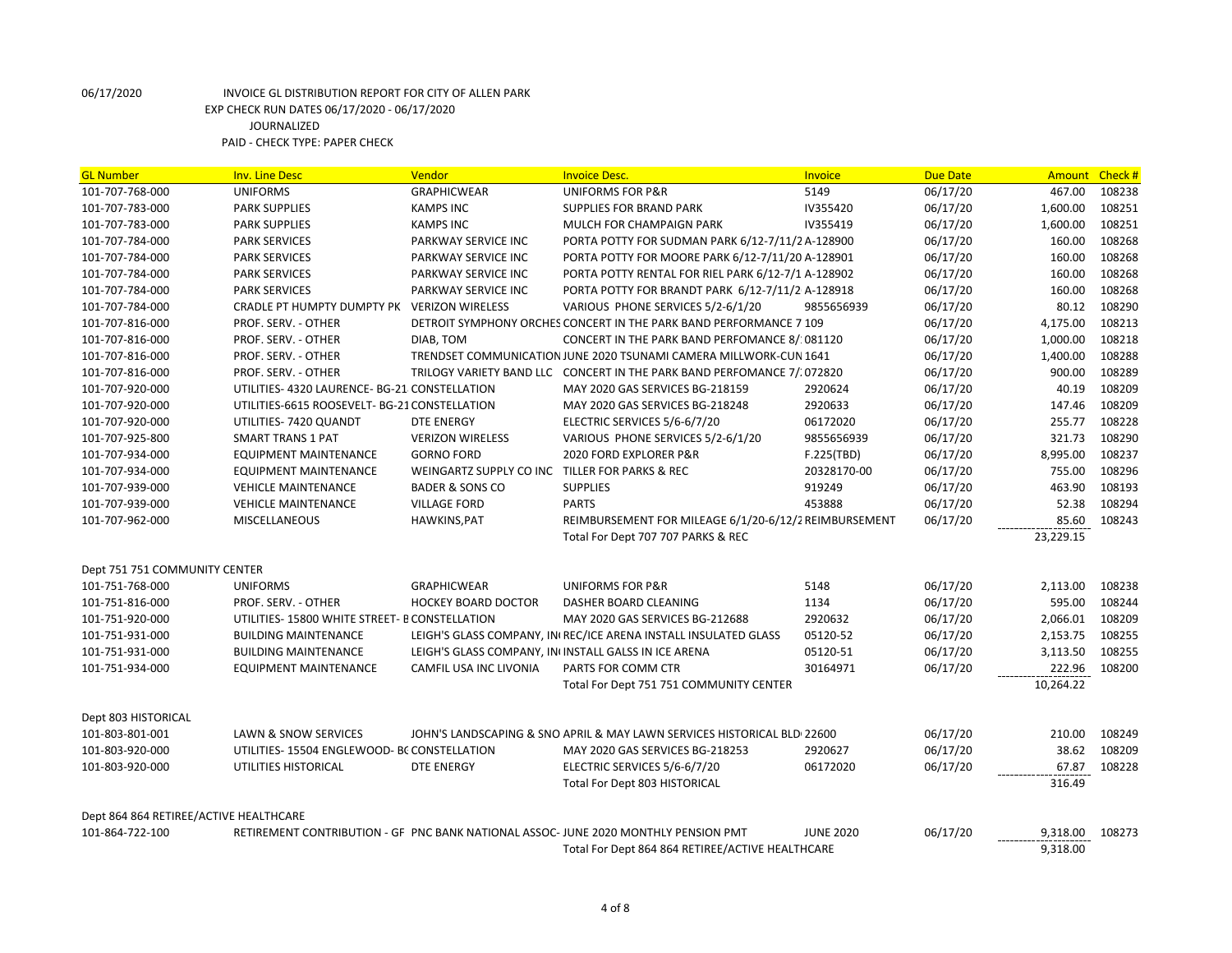06/17/2020 INVOICE GL DISTRIBUTION REPORT FOR CITY OF ALLEN PARK

EXP CHECK RUN DATES 06/17/2020 - 06/17/2020

JOURNALIZED

PAID - CHECK TYPE: PAPER CHECK

| GL Number | Inv. Line Desc | Vendor | Invoice Desc. | Invoice | Due Date | Amount | Check # |
|---|---|---|---|---|---|---|---|
| 101-707-768-000 | UNIFORMS | GRAPHICWEAR | UNIFORMS FOR P&R | 5149 | 06/17/20 | 467.00 | 108238 |
| 101-707-783-000 | PARK SUPPLIES | KAMPS INC | SUPPLIES FOR BRAND PARK | IV355420 | 06/17/20 | 1,600.00 | 108251 |
| 101-707-783-000 | PARK SUPPLIES | KAMPS INC | MULCH FOR CHAMPAIGN PARK | IV355419 | 06/17/20 | 1,600.00 | 108251 |
| 101-707-784-000 | PARK SERVICES | PARKWAY SERVICE INC | PORTA POTTY FOR SUDMAN PARK 6/12-7/11/2 | A-128900 | 06/17/20 | 160.00 | 108268 |
| 101-707-784-000 | PARK SERVICES | PARKWAY SERVICE INC | PORTA POTTY FOR MOORE PARK 6/12-7/11/20 | A-128901 | 06/17/20 | 160.00 | 108268 |
| 101-707-784-000 | PARK SERVICES | PARKWAY SERVICE INC | PORTA POTTY RENTAL FOR RIEL PARK 6/12-7/1 | A-128902 | 06/17/20 | 160.00 | 108268 |
| 101-707-784-000 | PARK SERVICES | PARKWAY SERVICE INC | PORTA POTTY FOR BRANDT PARK 6/12-7/11/2 | A-128918 | 06/17/20 | 160.00 | 108268 |
| 101-707-784-000 | CRADLE PT HUMPTY DUMPTY PK | VERIZON WIRELESS | VARIOUS PHONE SERVICES 5/2-6/1/20 | 9855656939 | 06/17/20 | 80.12 | 108290 |
| 101-707-816-000 | PROF. SERV. - OTHER | DETROIT SYMPHONY ORCHES | CONCERT IN THE PARK BAND PERFORMANCE 7 | 109 | 06/17/20 | 4,175.00 | 108213 |
| 101-707-816-000 | PROF. SERV. - OTHER | DIAB, TOM | CONCERT IN THE PARK BAND PERFOMANCE 8/ | 081120 | 06/17/20 | 1,000.00 | 108218 |
| 101-707-816-000 | PROF. SERV. - OTHER | TRENDSET COMMUNICATION | JUNE 2020 TSUNAMI CAMERA MILLWORK-CUN | 1641 | 06/17/20 | 1,400.00 | 108288 |
| 101-707-816-000 | PROF. SERV. - OTHER | TRILOGY VARIETY BAND LLC | CONCERT IN THE PARK BAND PERFOMANCE 7/ | 072820 | 06/17/20 | 900.00 | 108289 |
| 101-707-920-000 | UTILITIES- 4320 LAURENCE- BG-21 | CONSTELLATION | MAY 2020 GAS SERVICES BG-218159 | 2920624 | 06/17/20 | 40.19 | 108209 |
| 101-707-920-000 | UTILITIES-6615 ROOSEVELT- BG-21 | CONSTELLATION | MAY 2020 GAS SERVICES BG-218248 | 2920633 | 06/17/20 | 147.46 | 108209 |
| 101-707-920-000 | UTILITIES- 7420 QUANDT | DTE ENERGY | ELECTRIC SERVICES 5/6-6/7/20 | 06172020 | 06/17/20 | 255.77 | 108228 |
| 101-707-925-800 | SMART TRANS 1 PAT | VERIZON WIRELESS | VARIOUS PHONE SERVICES 5/2-6/1/20 | 9855656939 | 06/17/20 | 321.73 | 108290 |
| 101-707-934-000 | EQUIPMENT MAINTENANCE | GORNO FORD | 2020 FORD EXPLORER P&R | F.225(TBD) | 06/17/20 | 8,995.00 | 108237 |
| 101-707-934-000 | EQUIPMENT MAINTENANCE | WEINGARTZ SUPPLY CO INC | TILLER FOR PARKS & REC | 20328170-00 | 06/17/20 | 755.00 | 108296 |
| 101-707-939-000 | VEHICLE MAINTENANCE | BADER & SONS CO | SUPPLIES | 919249 | 06/17/20 | 463.90 | 108193 |
| 101-707-939-000 | VEHICLE MAINTENANCE | VILLAGE FORD | PARTS | 453888 | 06/17/20 | 52.38 | 108294 |
| 101-707-962-000 | MISCELLANEOUS | HAWKINS,PAT | REIMBURSEMENT FOR MILEAGE 6/1/20-6/12/2 | REIMBURSEMENT | 06/17/20 | 85.60 | 108243 |
| | | | Total For Dept 707 707 PARKS & REC | | | 23,229.15 | |
| Dept 751 751 COMMUNITY CENTER | | | | | | | |
| 101-751-768-000 | UNIFORMS | GRAPHICWEAR | UNIFORMS FOR P&R | 5148 | 06/17/20 | 2,113.00 | 108238 |
| 101-751-816-000 | PROF. SERV. - OTHER | HOCKEY BOARD DOCTOR | DASHER BOARD CLEANING | 1134 | 06/17/20 | 595.00 | 108244 |
| 101-751-920-000 | UTILITIES- 15800 WHITE STREET- B | CONSTELLATION | MAY 2020 GAS SERVICES BG-212688 | 2920632 | 06/17/20 | 2,066.01 | 108209 |
| 101-751-931-000 | BUILDING MAINTENANCE | LEIGH'S GLASS COMPANY, IN | REC/ICE ARENA INSTALL INSULATED GLASS | 05120-52 | 06/17/20 | 2,153.75 | 108255 |
| 101-751-931-000 | BUILDING MAINTENANCE | LEIGH'S GLASS COMPANY, IN | INSTALL GALSS IN ICE ARENA | 05120-51 | 06/17/20 | 3,113.50 | 108255 |
| 101-751-934-000 | EQUIPMENT MAINTENANCE | CAMFIL USA INC LIVONIA | PARTS FOR COMM CTR | 30164971 | 06/17/20 | 222.96 | 108200 |
| | | | Total For Dept 751 751 COMMUNITY CENTER | | | 10,264.22 | |
| Dept 803 HISTORICAL | | | | | | | |
| 101-803-801-001 | LAWN & SNOW SERVICES | JOHN'S LANDSCAPING & SNO | APRIL & MAY LAWN SERVICES HISTORICAL BLD | 22600 | 06/17/20 | 210.00 | 108249 |
| 101-803-920-000 | UTILITIES- 15504 ENGLEWOOD- BC | CONSTELLATION | MAY 2020 GAS SERVICES BG-218253 | 2920627 | 06/17/20 | 38.62 | 108209 |
| 101-803-920-000 | UTILITIES HISTORICAL | DTE ENERGY | ELECTRIC SERVICES 5/6-6/7/20 | 06172020 | 06/17/20 | 67.87 | 108228 |
| | | | Total For Dept 803 HISTORICAL | | | 316.49 | |
| Dept 864 864 RETIREE/ACTIVE HEALTHCARE | | | | | | | |
| 101-864-722-100 | RETIREMENT CONTRIBUTION - GF | PNC BANK NATIONAL ASSOC- | JUNE 2020 MONTHLY PENSION PMT | JUNE 2020 | 06/17/20 | 9,318.00 | 108273 |
| | | | Total For Dept 864 864 RETIREE/ACTIVE HEALTHCARE | | | 9,318.00 | |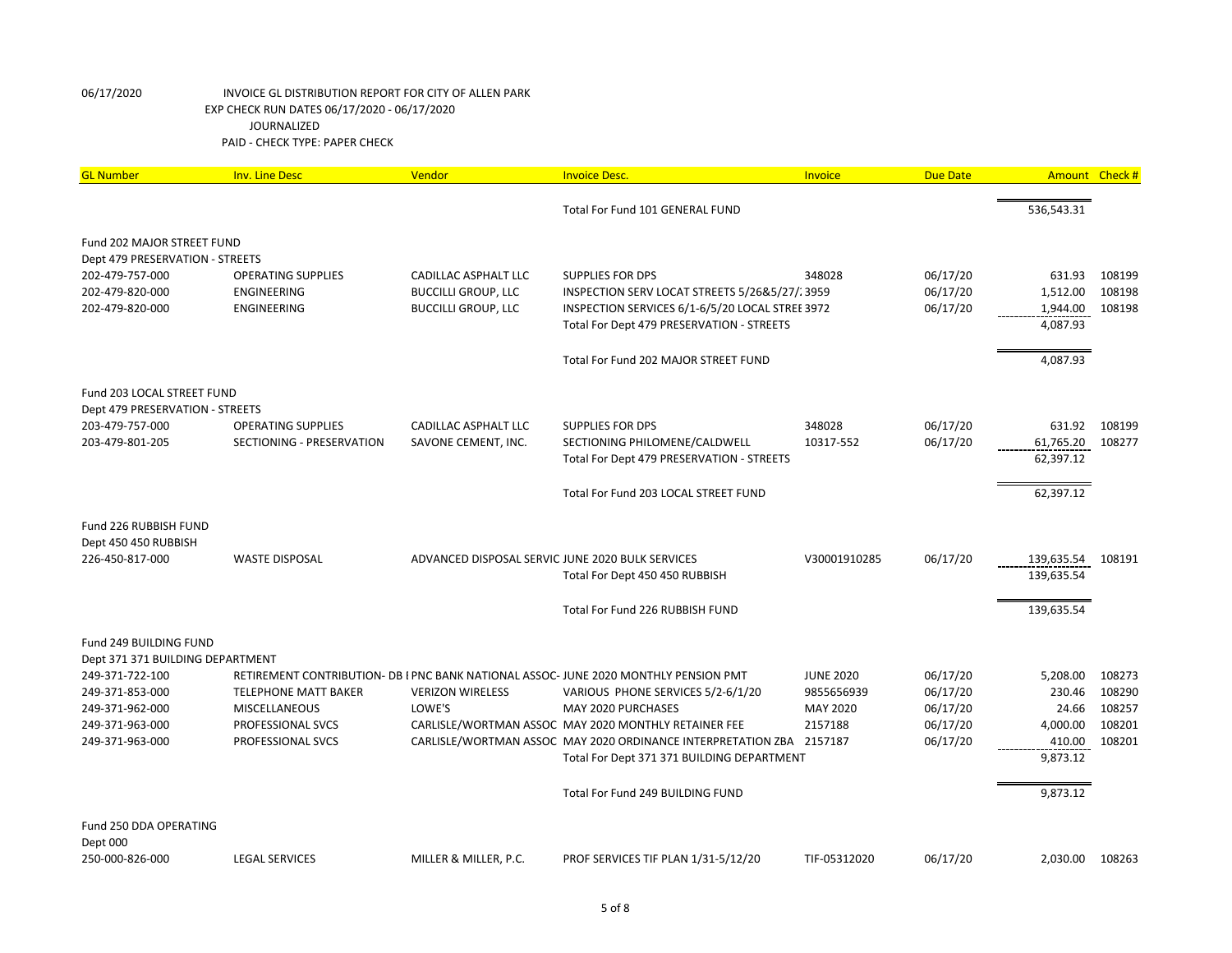06/17/2020 INVOICE GL DISTRIBUTION REPORT FOR CITY OF ALLEN PARK
EXP CHECK RUN DATES 06/17/2020 - 06/17/2020
JOURNALIZED
PAID - CHECK TYPE: PAPER CHECK

| GL Number | Inv. Line Desc | Vendor | Invoice Desc. | Invoice | Due Date | Amount | Check # |
|---|---|---|---|---|---|---|---|
| | | | Total For Fund 101 GENERAL FUND | | | 536,543.31 | |
| Fund 202 MAJOR STREET FUND | | | | | | | |
| Dept 479 PRESERVATION - STREETS | | | | | | | |
| 202-479-757-000 | OPERATING SUPPLIES | CADILLAC ASPHALT LLC | SUPPLIES FOR DPS | 348028 | 06/17/20 | 631.93 | 108199 |
| 202-479-820-000 | ENGINEERING | BUCCILLI GROUP, LLC | INSPECTION SERV LOCAT STREETS 5/26&5/27/2 | 3959 | 06/17/20 | 1,512.00 | 108198 |
| 202-479-820-000 | ENGINEERING | BUCCILLI GROUP, LLC | INSPECTION SERVICES 6/1-6/5/20 LOCAL STREE | 3972 | 06/17/20 | 1,944.00 | 108198 |
| | | | Total For Dept 479 PRESERVATION - STREETS | | | 4,087.93 | |
| | | | Total For Fund 202 MAJOR STREET FUND | | | 4,087.93 | |
| Fund 203 LOCAL STREET FUND | | | | | | | |
| Dept 479 PRESERVATION - STREETS | | | | | | | |
| 203-479-757-000 | OPERATING SUPPLIES | CADILLAC ASPHALT LLC | SUPPLIES FOR DPS | 348028 | 06/17/20 | 631.92 | 108199 |
| 203-479-801-205 | SECTIONING - PRESERVATION | SAVONE CEMENT, INC. | SECTIONING PHILOMENE/CALDWELL | 10317-552 | 06/17/20 | 61,765.20 | 108277 |
| | | | Total For Dept 479 PRESERVATION - STREETS | | | 62,397.12 | |
| | | | Total For Fund 203 LOCAL STREET FUND | | | 62,397.12 | |
| Fund 226 RUBBISH FUND | | | | | | | |
| Dept 450 450 RUBBISH | | | | | | | |
| 226-450-817-000 | WASTE DISPOSAL | ADVANCED DISPOSAL SERVIC | JUNE 2020 BULK SERVICES | V30001910285 | 06/17/20 | 139,635.54 | 108191 |
| | | | Total For Dept 450 450 RUBBISH | | | 139,635.54 | |
| | | | Total For Fund 226 RUBBISH FUND | | | 139,635.54 | |
| Fund 249 BUILDING FUND | | | | | | | |
| Dept 371 371 BUILDING DEPARTMENT | | | | | | | |
| 249-371-722-100 | RETIREMENT CONTRIBUTION- DB I | PNC BANK NATIONAL ASSOC- | JUNE 2020 MONTHLY PENSION PMT | JUNE 2020 | 06/17/20 | 5,208.00 | 108273 |
| 249-371-853-000 | TELEPHONE MATT BAKER | VERIZON WIRELESS | VARIOUS PHONE SERVICES 5/2-6/1/20 | 9855656939 | 06/17/20 | 230.46 | 108290 |
| 249-371-962-000 | MISCELLANEOUS | LOWE'S | MAY 2020 PURCHASES | MAY 2020 | 06/17/20 | 24.66 | 108257 |
| 249-371-963-000 | PROFESSIONAL SVCS | CARLISLE/WORTMAN ASSOC | MAY 2020 MONTHLY RETAINER FEE | 2157188 | 06/17/20 | 4,000.00 | 108201 |
| 249-371-963-000 | PROFESSIONAL SVCS | CARLISLE/WORTMAN ASSOC | MAY 2020 ORDINANCE INTERPRETATION ZBA | 2157187 | 06/17/20 | 410.00 | 108201 |
| | | | Total For Dept 371 371 BUILDING DEPARTMENT | | | 9,873.12 | |
| | | | Total For Fund 249 BUILDING FUND | | | 9,873.12 | |
| Fund 250 DDA OPERATING | | | | | | | |
| Dept 000 | | | | | | | |
| 250-000-826-000 | LEGAL SERVICES | MILLER & MILLER, P.C. | PROF SERVICES TIF PLAN 1/31-5/12/20 | TIF-05312020 | 06/17/20 | 2,030.00 | 108263 |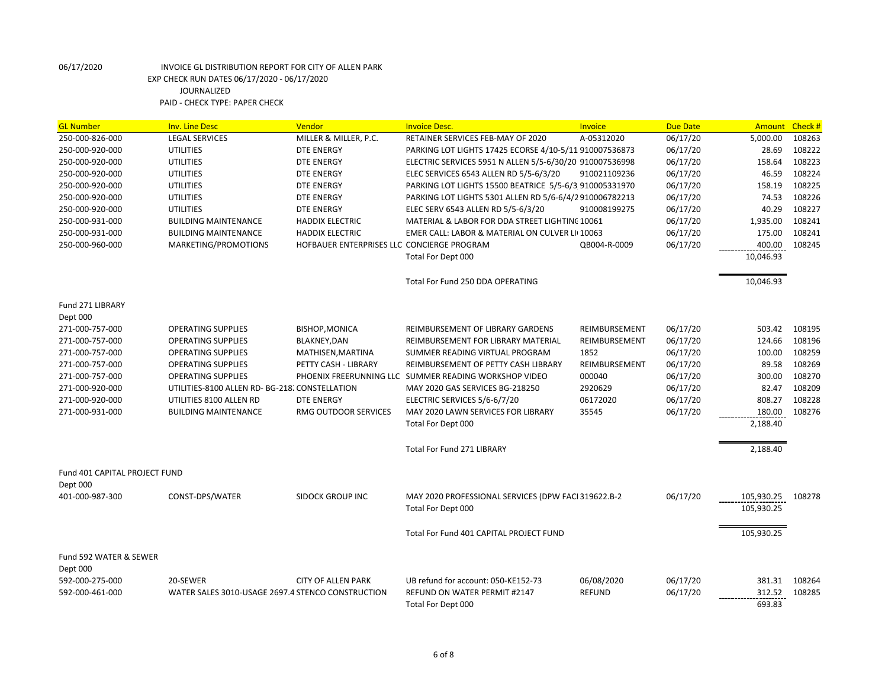06/17/2020 INVOICE GL DISTRIBUTION REPORT FOR CITY OF ALLEN PARK
EXP CHECK RUN DATES 06/17/2020 - 06/17/2020
JOURNALIZED
PAID - CHECK TYPE: PAPER CHECK

| GL Number | Inv. Line Desc | Vendor | Invoice Desc. | Invoice | Due Date | Amount | Check # |
|---|---|---|---|---|---|---|---|
| 250-000-826-000 | LEGAL SERVICES | MILLER & MILLER, P.C. | RETAINER SERVICES FEB-MAY OF 2020 | A-05312020 | 06/17/20 | 5,000.00 | 108263 |
| 250-000-920-000 | UTILITIES | DTE ENERGY | PARKING LOT LIGHTS 17425 ECORSE 4/10-5/11 | 910007536873 | 06/17/20 | 28.69 | 108222 |
| 250-000-920-000 | UTILITIES | DTE ENERGY | ELECTRIC SERVICES 5951 N ALLEN 5/5-6/30/20 | 910007536998 | 06/17/20 | 158.64 | 108223 |
| 250-000-920-000 | UTILITIES | DTE ENERGY | ELEC SERVICES 6543 ALLEN RD 5/5-6/3/20 | 910021109236 | 06/17/20 | 46.59 | 108224 |
| 250-000-920-000 | UTILITIES | DTE ENERGY | PARKING LOT LIGHTS 15500 BEATRICE 5/5-6/3 | 910005331970 | 06/17/20 | 158.19 | 108225 |
| 250-000-920-000 | UTILITIES | DTE ENERGY | PARKING LOT LIGHTS 5301 ALLEN RD 5/6-6/4/2 | 910006782213 | 06/17/20 | 74.53 | 108226 |
| 250-000-920-000 | UTILITIES | DTE ENERGY | ELEC SERV 6543 ALLEN RD 5/5-6/3/20 | 910008199275 | 06/17/20 | 40.29 | 108227 |
| 250-000-931-000 | BUILDING MAINTENANCE | HADDIX ELECTRIC | MATERIAL & LABOR FOR DDA STREET LIGHTING | 10061 | 06/17/20 | 1,935.00 | 108241 |
| 250-000-931-000 | BUILDING MAINTENANCE | HADDIX ELECTRIC | EMER CALL: LABOR & MATERIAL ON CULVER LI | 10063 | 06/17/20 | 175.00 | 108241 |
| 250-000-960-000 | MARKETING/PROMOTIONS | HOFBAUER ENTERPRISES LLC | CONCIERGE PROGRAM | QB004-R-0009 | 06/17/20 | 400.00 | 108245 |
| | | | Total For Dept 000 | | | 10,046.93 | |
| | | | Total For Fund 250 DDA OPERATING | | | 10,046.93 | |
| Fund 271 LIBRARY | | | | | | | |
| Dept 000 | | | | | | | |
| 271-000-757-000 | OPERATING SUPPLIES | BISHOP,MONICA | REIMBURSEMENT OF LIBRARY GARDENS | REIMBURSEMENT | 06/17/20 | 503.42 | 108195 |
| 271-000-757-000 | OPERATING SUPPLIES | BLAKNEY,DAN | REIMBURSEMENT FOR LIBRARY MATERIAL | REIMBURSEMENT | 06/17/20 | 124.66 | 108196 |
| 271-000-757-000 | OPERATING SUPPLIES | MATHISEN,MARTINA | SUMMER READING VIRTUAL PROGRAM | 1852 | 06/17/20 | 100.00 | 108259 |
| 271-000-757-000 | OPERATING SUPPLIES | PETTY CASH - LIBRARY | REIMBURSEMENT OF PETTY CASH LIBRARY | REIMBURSEMENT | 06/17/20 | 89.58 | 108269 |
| 271-000-757-000 | OPERATING SUPPLIES | PHOENIX FREERUNNING LLC | SUMMER READING WORKSHOP VIDEO | 000040 | 06/17/20 | 300.00 | 108270 |
| 271-000-920-000 | UTILITIES-8100 ALLEN RD- BG-218 | CONSTELLATION | MAY 2020 GAS SERVICES BG-218250 | 2920629 | 06/17/20 | 82.47 | 108209 |
| 271-000-920-000 | UTILITIES 8100 ALLEN RD | DTE ENERGY | ELECTRIC SERVICES 5/6-6/7/20 | 06172020 | 06/17/20 | 808.27 | 108228 |
| 271-000-931-000 | BUILDING MAINTENANCE | RMG OUTDOOR SERVICES | MAY 2020 LAWN SERVICES FOR LIBRARY | 35545 | 06/17/20 | 180.00 | 108276 |
| | | | Total For Dept 000 | | | 2,188.40 | |
| | | | Total For Fund 271 LIBRARY | | | 2,188.40 | |
| Fund 401 CAPITAL PROJECT FUND | | | | | | | |
| Dept 000 | | | | | | | |
| 401-000-987-300 | CONST-DPS/WATER | SIDOCK GROUP INC | MAY 2020 PROFESSIONAL SERVICES (DPW FACI | 319622.B-2 | 06/17/20 | 105,930.25 | 108278 |
| | | | Total For Dept 000 | | | 105,930.25 | |
| | | | Total For Fund 401 CAPITAL PROJECT FUND | | | 105,930.25 | |
| Fund 592 WATER & SEWER | | | | | | | |
| Dept 000 | | | | | | | |
| 592-000-275-000 | 20-SEWER | CITY OF ALLEN PARK | UB refund for account: 050-KE152-73 | 06/08/2020 | 06/17/20 | 381.31 | 108264 |
| 592-000-461-000 | WATER SALES 3010-USAGE 2697.4 | STENCO CONSTRUCTION | REFUND ON WATER PERMIT #2147 | REFUND | 06/17/20 | 312.52 | 108285 |
| | | | Total For Dept 000 | | | 693.83 | |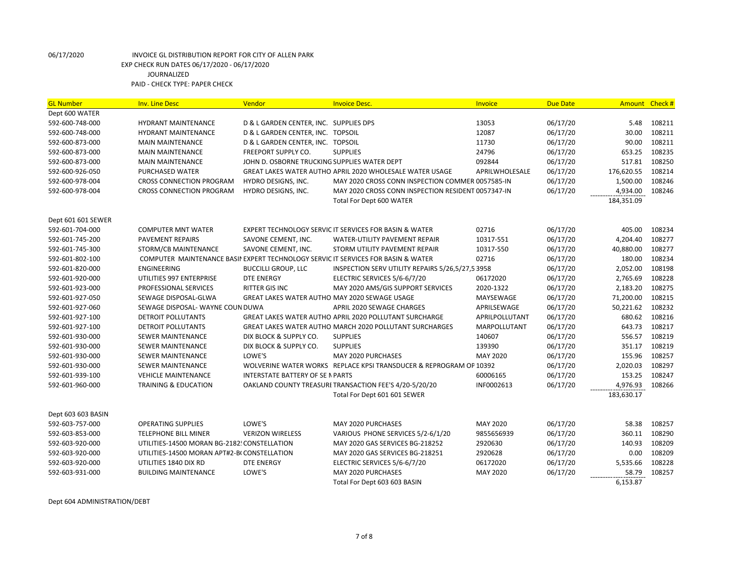06/17/2020 INVOICE GL DISTRIBUTION REPORT FOR CITY OF ALLEN PARK
EXP CHECK RUN DATES 06/17/2020 - 06/17/2020
JOURNALIZED
PAID - CHECK TYPE: PAPER CHECK

| GL Number | Inv. Line Desc | Vendor | Invoice Desc. | Invoice | Due Date | Amount | Check # |
|---|---|---|---|---|---|---|---|
| Dept 600 WATER | | | | | | | |
| 592-600-748-000 | HYDRANT MAINTENANCE | D & L GARDEN CENTER, INC. | SUPPLIES DPS | 13053 | 06/17/20 | 5.48 | 108211 |
| 592-600-748-000 | HYDRANT MAINTENANCE | D & L GARDEN CENTER, INC. | TOPSOIL | 12087 | 06/17/20 | 30.00 | 108211 |
| 592-600-873-000 | MAIN MAINTENANCE | D & L GARDEN CENTER, INC. | TOPSOIL | 11730 | 06/17/20 | 90.00 | 108211 |
| 592-600-873-000 | MAIN MAINTENANCE | FREEPORT SUPPLY CO. | SUPPLIES | 24796 | 06/17/20 | 653.25 | 108235 |
| 592-600-873-000 | MAIN MAINTENANCE | JOHN D. OSBORNE TRUCKING | SUPPLIES WATER DEPT | 092844 | 06/17/20 | 517.81 | 108250 |
| 592-600-926-050 | PURCHASED WATER | GREAT LAKES WATER AUTHO | APRIL 2020 WHOLESALE WATER USAGE | APRILWHOLESALE | 06/17/20 | 176,620.55 | 108214 |
| 592-600-978-004 | CROSS CONNECTION PROGRAM | HYDRO DESIGNS, INC. | MAY 2020 CROSS CONN INSPECTION COMMER | 0057585-IN | 06/17/20 | 1,500.00 | 108246 |
| 592-600-978-004 | CROSS CONNECTION PROGRAM | HYDRO DESIGNS, INC. | MAY 2020 CROSS CONN INSPECTION RESIDENT | 0057347-IN | 06/17/20 | 4,934.00 | 108246 |
| | | | Total For Dept 600 WATER | | | 184,351.09 | |
| Dept 601 601 SEWER | | | | | | | |
| 592-601-704-000 | COMPUTER MNT WATER | EXPERT TECHNOLOGY SERVIC | IT SERVICES FOR BASIN & WATER | 02716 | 06/17/20 | 405.00 | 108234 |
| 592-601-745-200 | PAVEMENT REPAIRS | SAVONE CEMENT, INC. | WATER-UTILITY PAVEMENT REPAIR | 10317-551 | 06/17/20 | 4,204.40 | 108277 |
| 592-601-745-300 | STORM/CB MAINTENANCE | SAVONE CEMENT, INC. | STORM UTILITY PAVEMENT REPAIR | 10317-550 | 06/17/20 | 40,880.00 | 108277 |
| 592-601-802-100 | COMPUTER MAINTENANCE BASIN | EXPERT TECHNOLOGY SERVIC | IT SERVICES FOR BASIN & WATER | 02716 | 06/17/20 | 180.00 | 108234 |
| 592-601-820-000 | ENGINEERING | BUCCILLI GROUP, LLC | INSPECTION SERV UTILITY REPAIRS 5/26,5/27,5 | 3958 | 06/17/20 | 2,052.00 | 108198 |
| 592-601-920-000 | UTILITIES 997 ENTERPRISE | DTE ENERGY | ELECTRIC SERVICES 5/6-6/7/20 | 06172020 | 06/17/20 | 2,765.69 | 108228 |
| 592-601-923-000 | PROFESSIONAL SERVICES | RITTER GIS INC | MAY 2020 AMS/GIS SUPPORT SERVICES | 2020-1322 | 06/17/20 | 2,183.20 | 108275 |
| 592-601-927-050 | SEWAGE DISPOSAL-GLWA | GREAT LAKES WATER AUTHO | MAY 2020 SEWAGE USAGE | MAYSEWAGE | 06/17/20 | 71,200.00 | 108215 |
| 592-601-927-060 | SEWAGE DISPOSAL- WAYNE COUN | DUWA | APRIL 2020 SEWAGE CHARGES | APRILSEWAGE | 06/17/20 | 50,221.62 | 108232 |
| 592-601-927-100 | DETROIT POLLUTANTS | GREAT LAKES WATER AUTHO | APRIL 2020 POLLUTANT SURCHARGE | APRILPOLLUTANT | 06/17/20 | 680.62 | 108216 |
| 592-601-927-100 | DETROIT POLLUTANTS | GREAT LAKES WATER AUTHO | MARCH 2020 POLLUTANT SURCHARGES | MARPOLLUTANT | 06/17/20 | 643.73 | 108217 |
| 592-601-930-000 | SEWER MAINTENANCE | DIX BLOCK & SUPPLY CO. | SUPPLIES | 140607 | 06/17/20 | 556.57 | 108219 |
| 592-601-930-000 | SEWER MAINTENANCE | DIX BLOCK & SUPPLY CO. | SUPPLIES | 139390 | 06/17/20 | 351.17 | 108219 |
| 592-601-930-000 | SEWER MAINTENANCE | LOWE'S | MAY 2020 PURCHASES | MAY 2020 | 06/17/20 | 155.96 | 108257 |
| 592-601-930-000 | SEWER MAINTENANCE | WOLVERINE WATER WORKS | REPLACE KPSI TRANSDUCER & REPROGRAM OF | 10392 | 06/17/20 | 2,020.03 | 108297 |
| 592-601-939-100 | VEHICLE MAINTENANCE | INTERSTATE BATTERY OF SE M | PARTS | 60006165 | 06/17/20 | 153.25 | 108247 |
| 592-601-960-000 | TRAINING & EDUCATION | OAKLAND COUNTY TREASURI | TRANSACTION FEE'S 4/20-5/20/20 | INF0002613 | 06/17/20 | 4,976.93 | 108266 |
| | | | Total For Dept 601 601 SEWER | | | 183,630.17 | |
| Dept 603 603 BASIN | | | | | | | |
| 592-603-757-000 | OPERATING SUPPLIES | LOWE'S | MAY 2020 PURCHASES | MAY 2020 | 06/17/20 | 58.38 | 108257 |
| 592-603-853-000 | TELEPHONE BILL MINER | VERIZON WIRELESS | VARIOUS PHONE SERVICES 5/2-6/1/20 | 9855656939 | 06/17/20 | 360.11 | 108290 |
| 592-603-920-000 | UTILITIES-14500 MORAN BG-2182! | CONSTELLATION | MAY 2020 GAS SERVICES BG-218252 | 2920630 | 06/17/20 | 140.93 | 108209 |
| 592-603-920-000 | UTILITIES-14500 MORAN APT#2-B( | CONSTELLATION | MAY 2020 GAS SERVICES BG-218251 | 2920628 | 06/17/20 | 0.00 | 108209 |
| 592-603-920-000 | UTILITIES 1840 DIX RD | DTE ENERGY | ELECTRIC SERVICES 5/6-6/7/20 | 06172020 | 06/17/20 | 5,535.66 | 108228 |
| 592-603-931-000 | BUILDING MAINTENANCE | LOWE'S | MAY 2020 PURCHASES | MAY 2020 | 06/17/20 | 58.79 | 108257 |
| | | | Total For Dept 603 603 BASIN | | | 6,153.87 | |

Dept 604 ADMINISTRATION/DEBT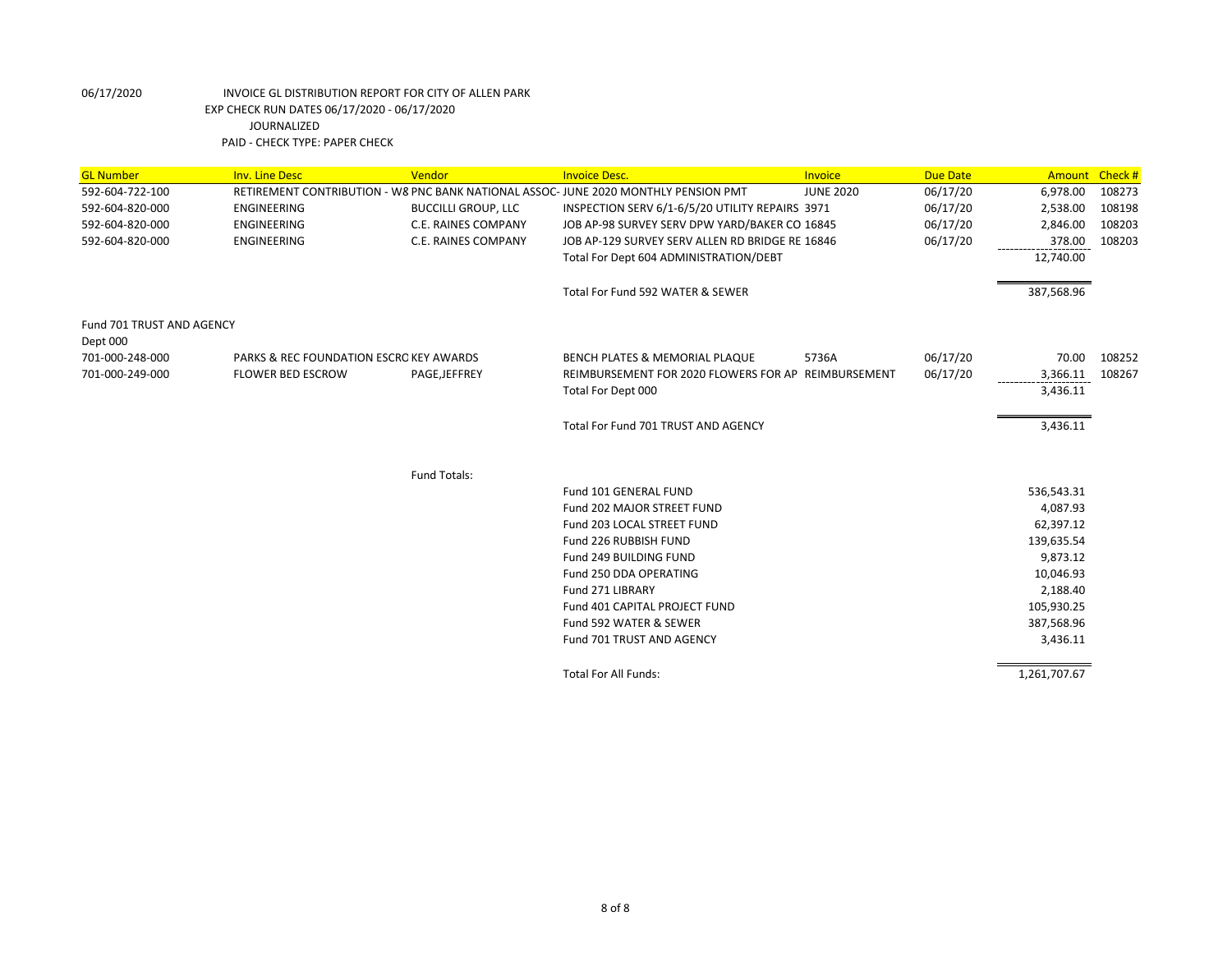06/17/2020 INVOICE GL DISTRIBUTION REPORT FOR CITY OF ALLEN PARK
EXP CHECK RUN DATES 06/17/2020 - 06/17/2020
JOURNALIZED
PAID - CHECK TYPE: PAPER CHECK

| GL Number | Inv. Line Desc | Vendor | Invoice Desc. | Invoice | Due Date | Amount | Check # |
|---|---|---|---|---|---|---|---|
| 592-604-722-100 | RETIREMENT CONTRIBUTION - W8 | PNC BANK NATIONAL ASSOC- | JUNE 2020 MONTHLY PENSION PMT | JUNE 2020 | 06/17/20 | 6,978.00 | 108273 |
| 592-604-820-000 | ENGINEERING | BUCCILLI GROUP, LLC | INSPECTION SERV 6/1-6/5/20 UTILITY REPAIRS | 3971 | 06/17/20 | 2,538.00 | 108198 |
| 592-604-820-000 | ENGINEERING | C.E. RAINES COMPANY | JOB AP-98 SURVEY SERV DPW YARD/BAKER CO | 16845 | 06/17/20 | 2,846.00 | 108203 |
| 592-604-820-000 | ENGINEERING | C.E. RAINES COMPANY | JOB AP-129 SURVEY SERV ALLEN RD BRIDGE RE | 16846 | 06/17/20 | 378.00 | 108203 |
| | | | Total For Dept 604 ADMINISTRATION/DEBT | | | 12,740.00 | |
| | | | | | | | |
| | | | Total For Fund 592 WATER & SEWER | | | 387,568.96 | |
| | | | | | | | |
| Fund 701 TRUST AND AGENCY | | | | | | | |
| Dept 000 | | | | | | | |
| 701-000-248-000 | PARKS & REC FOUNDATION ESCRO | KEY AWARDS | BENCH PLATES & MEMORIAL PLAQUE | 5736A | 06/17/20 | 70.00 | 108252 |
| 701-000-249-000 | FLOWER BED ESCROW | PAGE,JEFFREY | REIMBURSEMENT FOR 2020 FLOWERS FOR AP | REIMBURSEMENT | 06/17/20 | 3,366.11 | 108267 |
| | | | Total For Dept 000 | | | 3,436.11 | |
| | | | | | | | |
| | | | Total For Fund 701 TRUST AND AGENCY | | | 3,436.11 | |
| | | | | | | | |
| | | Fund Totals: | | | | | |
| | | | Fund 101 GENERAL FUND | | | 536,543.31 | |
| | | | Fund 202 MAJOR STREET FUND | | | 4,087.93 | |
| | | | Fund 203 LOCAL STREET FUND | | | 62,397.12 | |
| | | | Fund 226 RUBBISH FUND | | | 139,635.54 | |
| | | | Fund 249 BUILDING FUND | | | 9,873.12 | |
| | | | Fund 250 DDA OPERATING | | | 10,046.93 | |
| | | | Fund 271 LIBRARY | | | 2,188.40 | |
| | | | Fund 401 CAPITAL PROJECT FUND | | | 105,930.25 | |
| | | | Fund 592 WATER & SEWER | | | 387,568.96 | |
| | | | Fund 701 TRUST AND AGENCY | | | 3,436.11 | |
| | | | | | | | |
| | | | Total For All Funds: | | | 1,261,707.67 | |